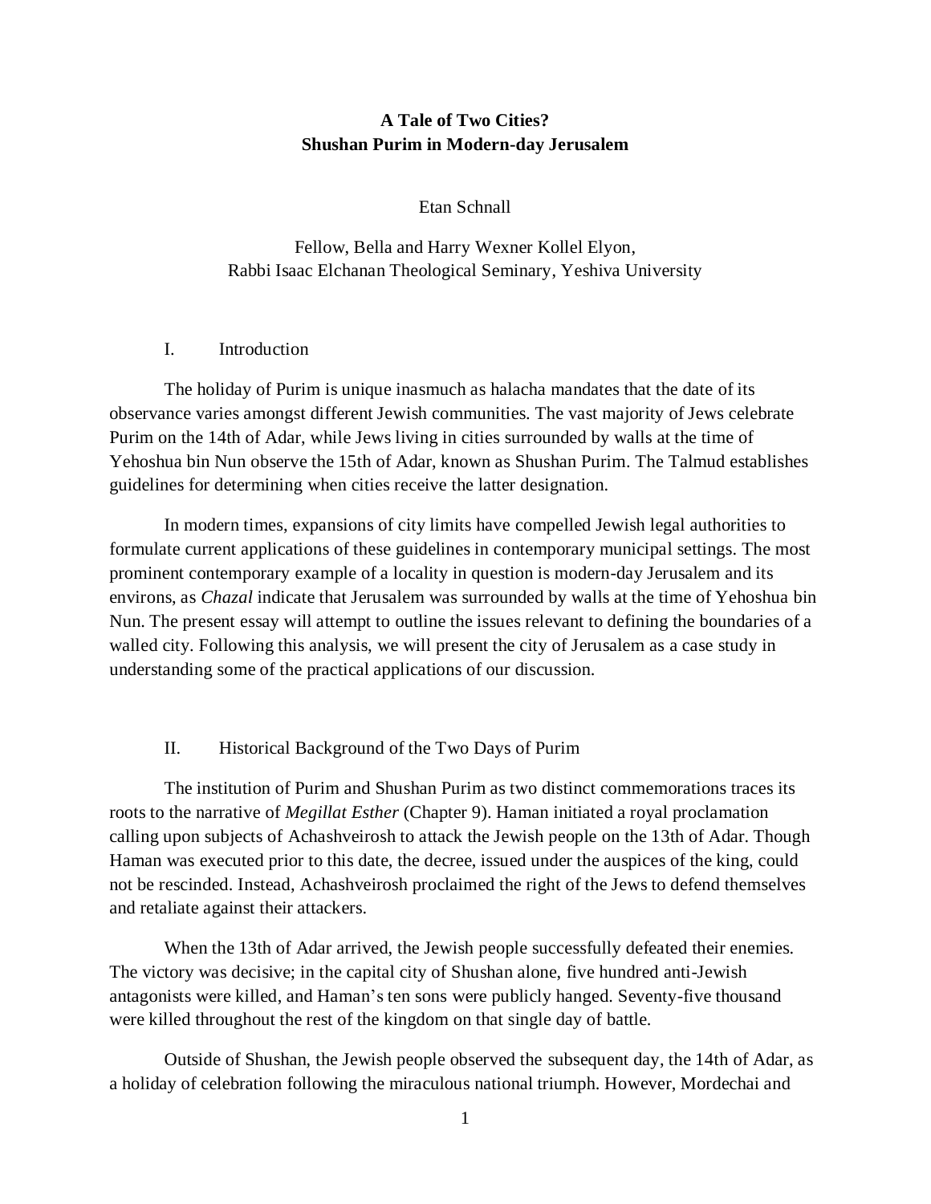# A Tale of Two Cities?
# Shushan Purim in Modern-day Jerusalem

Etan Schnall

Fellow, Bella and Harry Wexner Kollel Elyon,
Rabbi Isaac Elchanan Theological Seminary, Yeshiva University

## I. Introduction

The holiday of Purim is unique inasmuch as halacha mandates that the date of its observance varies amongst different Jewish communities. The vast majority of Jews celebrate Purim on the 14th of Adar, while Jews living in cities surrounded by walls at the time of Yehoshua bin Nun observe the 15th of Adar, known as Shushan Purim. The Talmud establishes guidelines for determining when cities receive the latter designation.

In modern times, expansions of city limits have compelled Jewish legal authorities to formulate current applications of these guidelines in contemporary municipal settings. The most prominent contemporary example of a locality in question is modern-day Jerusalem and its environs, as *Chazal* indicate that Jerusalem was surrounded by walls at the time of Yehoshua bin Nun. The present essay will attempt to outline the issues relevant to defining the boundaries of a walled city. Following this analysis, we will present the city of Jerusalem as a case study in understanding some of the practical applications of our discussion.

## II. Historical Background of the Two Days of Purim

The institution of Purim and Shushan Purim as two distinct commemorations traces its roots to the narrative of *Megillat Esther* (Chapter 9). Haman initiated a royal proclamation calling upon subjects of Achashveirosh to attack the Jewish people on the 13th of Adar. Though Haman was executed prior to this date, the decree, issued under the auspices of the king, could not be rescinded. Instead, Achashveirosh proclaimed the right of the Jews to defend themselves and retaliate against their attackers.

When the 13th of Adar arrived, the Jewish people successfully defeated their enemies. The victory was decisive; in the capital city of Shushan alone, five hundred anti-Jewish antagonists were killed, and Haman's ten sons were publicly hanged. Seventy-five thousand were killed throughout the rest of the kingdom on that single day of battle.

Outside of Shushan, the Jewish people observed the subsequent day, the 14th of Adar, as a holiday of celebration following the miraculous national triumph. However, Mordechai and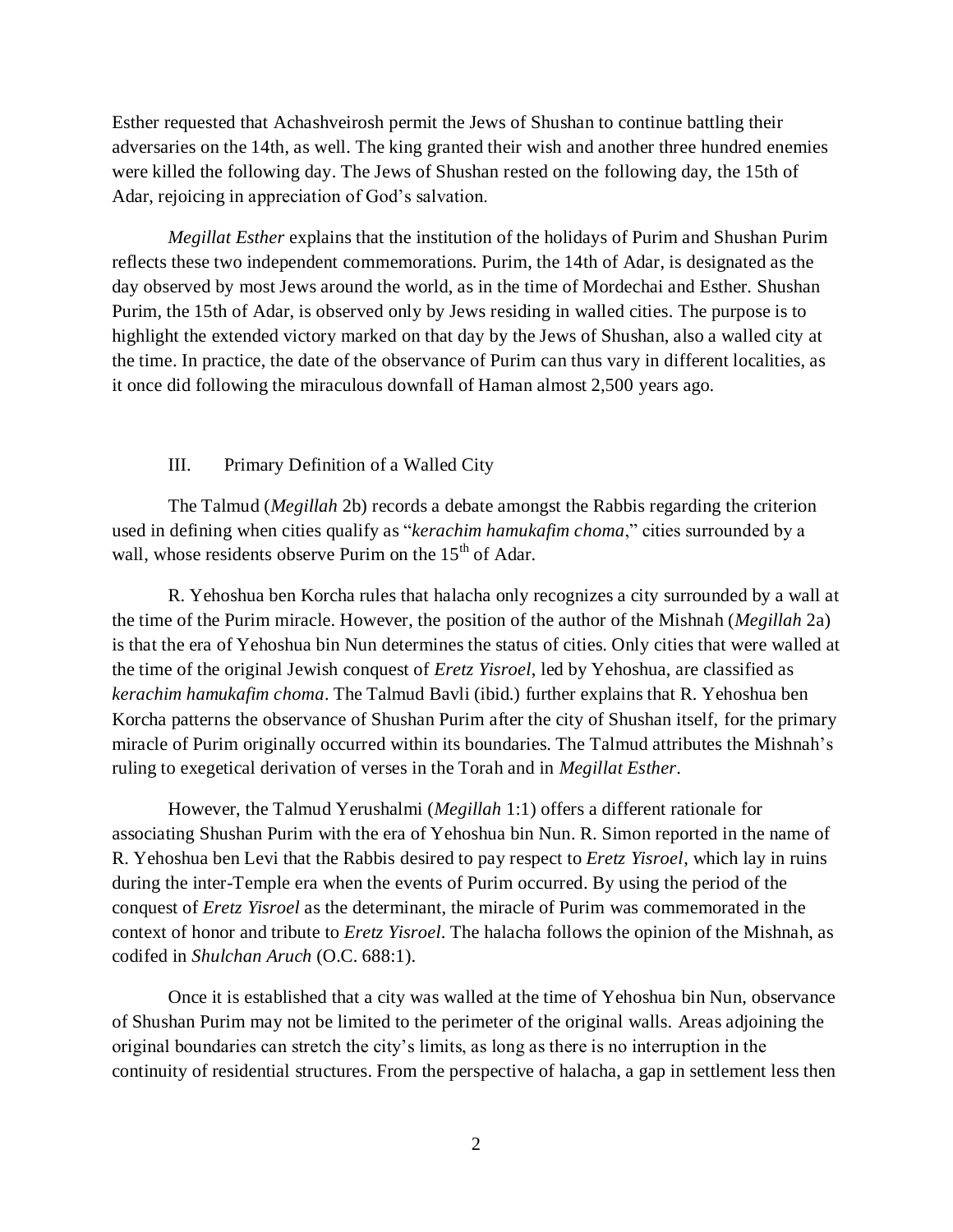Esther requested that Achashveirosh permit the Jews of Shushan to continue battling their adversaries on the 14th, as well. The king granted their wish and another three hundred enemies were killed the following day. The Jews of Shushan rested on the following day, the 15th of Adar, rejoicing in appreciation of God's salvation.

*Megillat Esther* explains that the institution of the holidays of Purim and Shushan Purim reflects these two independent commemorations. Purim, the 14th of Adar, is designated as the day observed by most Jews around the world, as in the time of Mordechai and Esther. Shushan Purim, the 15th of Adar, is observed only by Jews residing in walled cities. The purpose is to highlight the extended victory marked on that day by the Jews of Shushan, also a walled city at the time. In practice, the date of the observance of Purim can thus vary in different localities, as it once did following the miraculous downfall of Haman almost 2,500 years ago.

## III. Primary Definition of a Walled City

The Talmud (*Megillah* 2b) records a debate amongst the Rabbis regarding the criterion used in defining when cities qualify as "*kerachim hamukafim choma*," cities surrounded by a wall, whose residents observe Purim on the 15th of Adar.

R. Yehoshua ben Korcha rules that halacha only recognizes a city surrounded by a wall at the time of the Purim miracle. However, the position of the author of the Mishnah (*Megillah* 2a) is that the era of Yehoshua bin Nun determines the status of cities. Only cities that were walled at the time of the original Jewish conquest of *Eretz Yisroel*, led by Yehoshua, are classified as *kerachim hamukafim choma*. The Talmud Bavli (ibid.) further explains that R. Yehoshua ben Korcha patterns the observance of Shushan Purim after the city of Shushan itself, for the primary miracle of Purim originally occurred within its boundaries. The Talmud attributes the Mishnah's ruling to exegetical derivation of verses in the Torah and in *Megillat Esther*.

However, the Talmud Yerushalmi (*Megillah* 1:1) offers a different rationale for associating Shushan Purim with the era of Yehoshua bin Nun. R. Simon reported in the name of R. Yehoshua ben Levi that the Rabbis desired to pay respect to *Eretz Yisroel*, which lay in ruins during the inter-Temple era when the events of Purim occurred. By using the period of the conquest of *Eretz Yisroel* as the determinant, the miracle of Purim was commemorated in the context of honor and tribute to *Eretz Yisroel*. The halacha follows the opinion of the Mishnah, as codifed in *Shulchan Aruch* (O.C. 688:1).

Once it is established that a city was walled at the time of Yehoshua bin Nun, observance of Shushan Purim may not be limited to the perimeter of the original walls. Areas adjoining the original boundaries can stretch the city's limits, as long as there is no interruption in the continuity of residential structures. From the perspective of halacha, a gap in settlement less then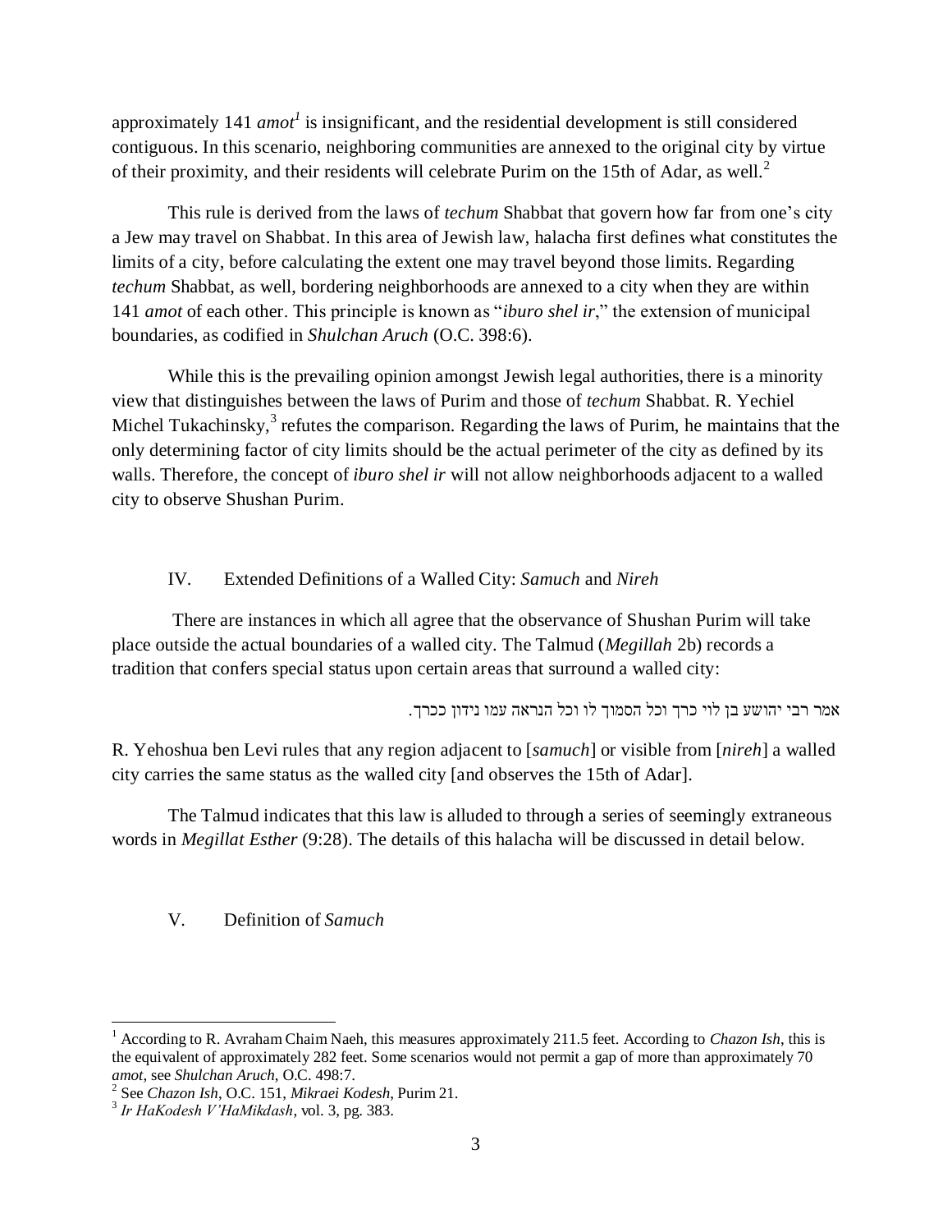approximately 141 *amot*[1] is insignificant, and the residential development is still considered contiguous. In this scenario, neighboring communities are annexed to the original city by virtue of their proximity, and their residents will celebrate Purim on the 15th of Adar, as well.[2]

This rule is derived from the laws of *techum* Shabbat that govern how far from one's city a Jew may travel on Shabbat. In this area of Jewish law, halacha first defines what constitutes the limits of a city, before calculating the extent one may travel beyond those limits. Regarding *techum* Shabbat, as well, bordering neighborhoods are annexed to a city when they are within 141 *amot* of each other. This principle is known as "*iburo shel ir*," the extension of municipal boundaries, as codified in *Shulchan Aruch* (O.C. 398:6).

While this is the prevailing opinion amongst Jewish legal authorities, there is a minority view that distinguishes between the laws of Purim and those of *techum* Shabbat. R. Yechiel Michel Tukachinsky,[3] refutes the comparison. Regarding the laws of Purim, he maintains that the only determining factor of city limits should be the actual perimeter of the city as defined by its walls. Therefore, the concept of *iburo shel ir* will not allow neighborhoods adjacent to a walled city to observe Shushan Purim.

## IV. Extended Definitions of a Walled City: *Samuch* and *Nireh*

There are instances in which all agree that the observance of Shushan Purim will take place outside the actual boundaries of a walled city. The Talmud (*Megillah* 2b) records a tradition that confers special status upon certain areas that surround a walled city:

אמר רבי יהושע בן לוי כרך וכל הסמוך לו וכל הנראה עמו נידון ככרך.

R. Yehoshua ben Levi rules that any region adjacent to [*samuch*] or visible from [*nireh*] a walled city carries the same status as the walled city [and observes the 15th of Adar].

The Talmud indicates that this law is alluded to through a series of seemingly extraneous words in *Megillat Esther* (9:28). The details of this halacha will be discussed in detail below.

## V. Definition of *Samuch*

---

[1] According to R. Avraham Chaim Naeh, this measures approximately 211.5 feet. According to *Chazon Ish*, this is the equivalent of approximately 282 feet. Some scenarios would not permit a gap of more than approximately 70 *amot*, see *Shulchan Aruch*, O.C. 498:7.

[2] See *Chazon Ish*, O.C. 151, *Mikraei Kodesh*, Purim 21.

[3] *Ir HaKodesh V'HaMikdash*, vol. 3, pg. 383.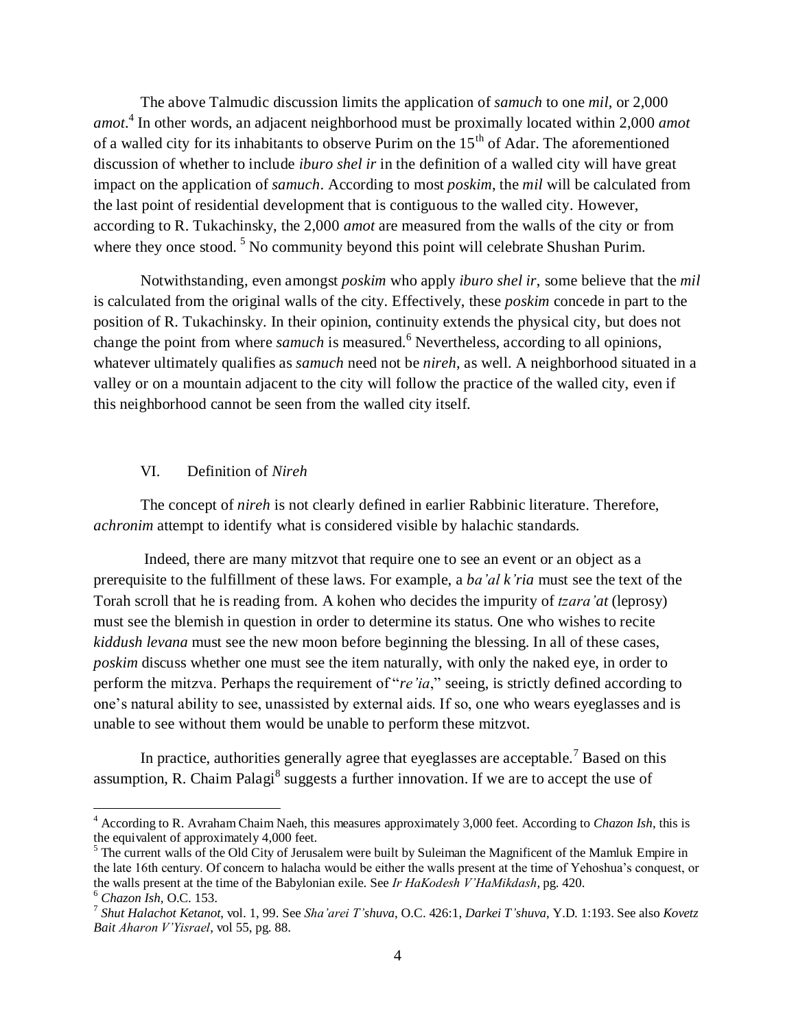The above Talmudic discussion limits the application of *samuch* to one *mil*, or 2,000 *amot*.[4] In other words, an adjacent neighborhood must be proximally located within 2,000 *amot* of a walled city for its inhabitants to observe Purim on the 15th of Adar. The aforementioned discussion of whether to include *iburo shel ir* in the definition of a walled city will have great impact on the application of *samuch*. According to most *poskim*, the *mil* will be calculated from the last point of residential development that is contiguous to the walled city. However, according to R. Tukachinsky, the 2,000 *amot* are measured from the walls of the city or from where they once stood.[5] No community beyond this point will celebrate Shushan Purim.

Notwithstanding, even amongst *poskim* who apply *iburo shel ir*, some believe that the *mil* is calculated from the original walls of the city. Effectively, these *poskim* concede in part to the position of R. Tukachinsky. In their opinion, continuity extends the physical city, but does not change the point from where *samuch* is measured.[6] Nevertheless, according to all opinions, whatever ultimately qualifies as *samuch* need not be *nireh*, as well. A neighborhood situated in a valley or on a mountain adjacent to the city will follow the practice of the walled city, even if this neighborhood cannot be seen from the walled city itself.

## VI. Definition of *Nireh*

The concept of *nireh* is not clearly defined in earlier Rabbinic literature. Therefore, *achronim* attempt to identify what is considered visible by halachic standards.

Indeed, there are many mitzvot that require one to see an event or an object as a prerequisite to the fulfillment of these laws. For example, a *ba'al k'ria* must see the text of the Torah scroll that he is reading from. A kohen who decides the impurity of *tzara'at* (leprosy) must see the blemish in question in order to determine its status. One who wishes to recite *kiddush levana* must see the new moon before beginning the blessing. In all of these cases, *poskim* discuss whether one must see the item naturally, with only the naked eye, in order to perform the mitzva. Perhaps the requirement of "*re'ia*," seeing, is strictly defined according to one's natural ability to see, unassisted by external aids. If so, one who wears eyeglasses and is unable to see without them would be unable to perform these mitzvot.

In practice, authorities generally agree that eyeglasses are acceptable.[7] Based on this assumption, R. Chaim Palagi[8] suggests a further innovation. If we are to accept the use of

---

[4] According to R. Avraham Chaim Naeh, this measures approximately 3,000 feet. According to *Chazon Ish*, this is the equivalent of approximately 4,000 feet.

[5] The current walls of the Old City of Jerusalem were built by Suleiman the Magnificent of the Mamluk Empire in the late 16th century. Of concern to halacha would be either the walls present at the time of Yehoshua's conquest, or the walls present at the time of the Babylonian exile. See *Ir HaKodesh V'HaMikdash*, pg. 420.

[6] *Chazon Ish*, O.C. 153.

[7] *Shut Halachot Ketanot*, vol. 1, 99. See *Sha'arei T'shuva*, O.C. 426:1, *Darkei T'shuva*, Y.D. 1:193. See also *Kovetz Bait Aharon V'Yisrael*, vol 55, pg. 88.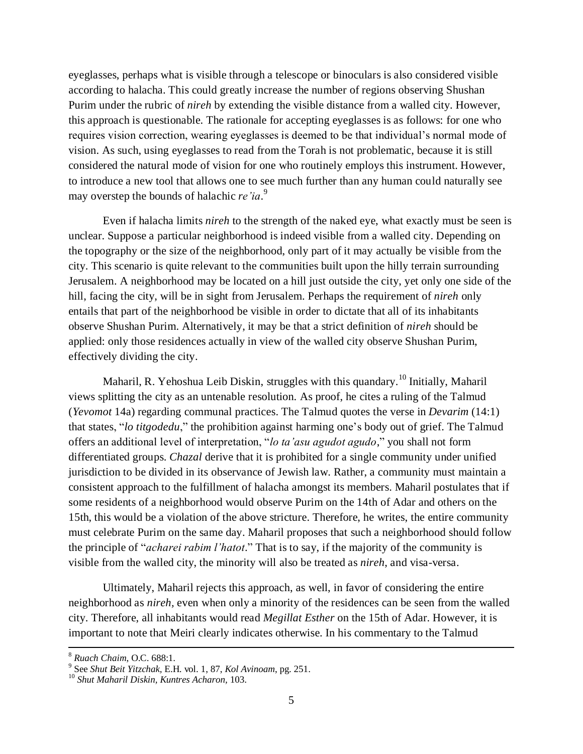eyeglasses, perhaps what is visible through a telescope or binoculars is also considered visible according to halacha. This could greatly increase the number of regions observing Shushan Purim under the rubric of *nireh* by extending the visible distance from a walled city. However, this approach is questionable. The rationale for accepting eyeglasses is as follows: for one who requires vision correction, wearing eyeglasses is deemed to be that individual's normal mode of vision. As such, using eyeglasses to read from the Torah is not problematic, because it is still considered the natural mode of vision for one who routinely employs this instrument. However, to introduce a new tool that allows one to see much further than any human could naturally see may overstep the bounds of halachic *re'ia*.[9]

Even if halacha limits *nireh* to the strength of the naked eye, what exactly must be seen is unclear. Suppose a particular neighborhood is indeed visible from a walled city. Depending on the topography or the size of the neighborhood, only part of it may actually be visible from the city. This scenario is quite relevant to the communities built upon the hilly terrain surrounding Jerusalem. A neighborhood may be located on a hill just outside the city, yet only one side of the hill, facing the city, will be in sight from Jerusalem. Perhaps the requirement of *nireh* only entails that part of the neighborhood be visible in order to dictate that all of its inhabitants observe Shushan Purim. Alternatively, it may be that a strict definition of *nireh* should be applied: only those residences actually in view of the walled city observe Shushan Purim, effectively dividing the city.

Maharil, R. Yehoshua Leib Diskin, struggles with this quandary.[10] Initially, Maharil views splitting the city as an untenable resolution. As proof, he cites a ruling of the Talmud (*Yevomot* 14a) regarding communal practices. The Talmud quotes the verse in *Devarim* (14:1) that states, "*lo titgodedu*," the prohibition against harming one's body out of grief. The Talmud offers an additional level of interpretation, "*lo ta'asu agudot agudo*," you shall not form differentiated groups. *Chazal* derive that it is prohibited for a single community under unified jurisdiction to be divided in its observance of Jewish law. Rather, a community must maintain a consistent approach to the fulfillment of halacha amongst its members. Maharil postulates that if some residents of a neighborhood would observe Purim on the 14th of Adar and others on the 15th, this would be a violation of the above stricture. Therefore, he writes, the entire community must celebrate Purim on the same day. Maharil proposes that such a neighborhood should follow the principle of "*acharei rabim l'hatot*." That is to say, if the majority of the community is visible from the walled city, the minority will also be treated as *nireh*, and visa-versa.

Ultimately, Maharil rejects this approach, as well, in favor of considering the entire neighborhood as *nireh*, even when only a minority of the residences can be seen from the walled city. Therefore, all inhabitants would read *Megillat Esther* on the 15th of Adar. However, it is important to note that Meiri clearly indicates otherwise. In his commentary to the Talmud

---

[8] *Ruach Chaim*, O.C. 688:1.

[9] See *Shut Beit Yitzchak*, E.H. vol. 1, 87, *Kol Avinoam*, pg. 251.

[10] *Shut Maharil Diskin*, *Kuntres Acharon*, 103.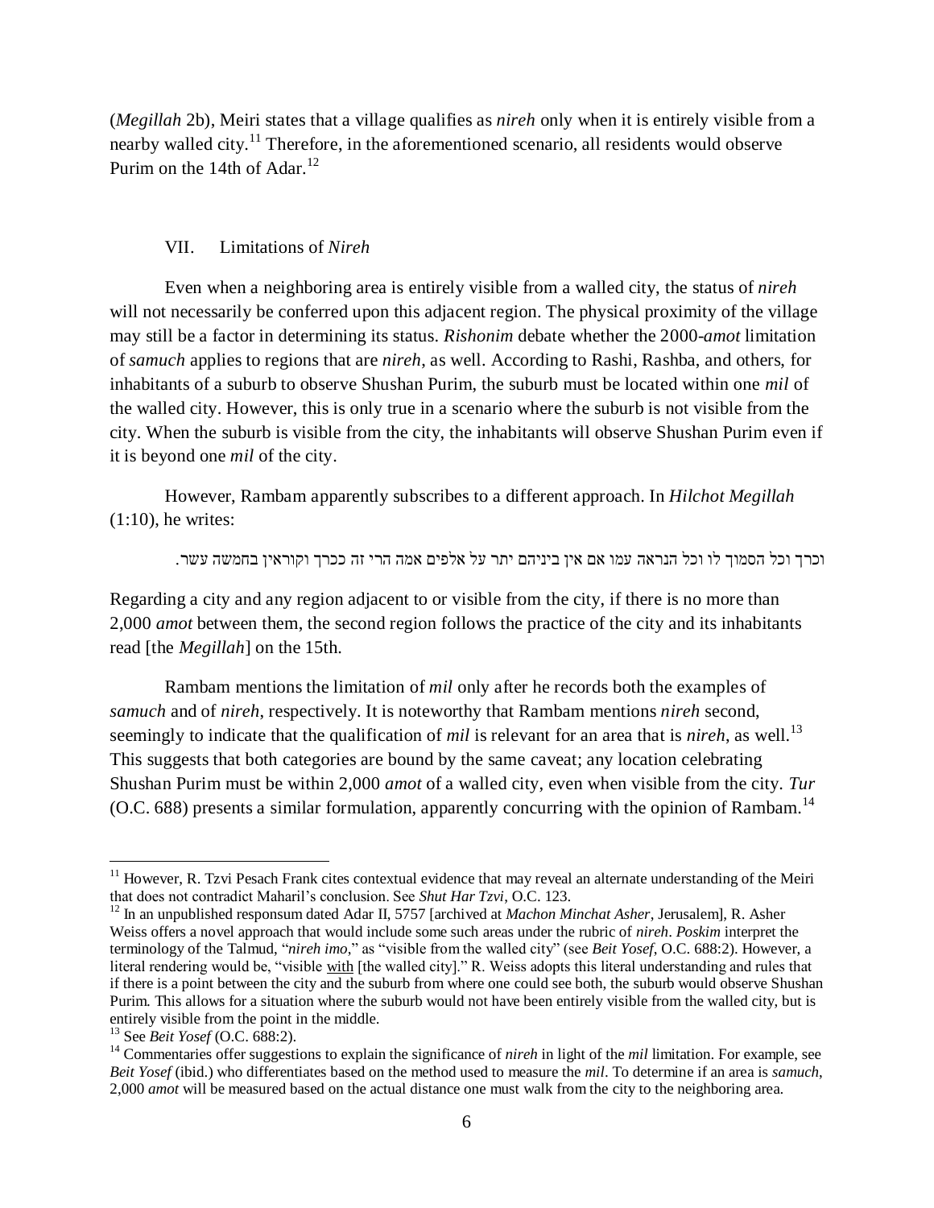(*Megillah* 2b), Meiri states that a village qualifies as *nireh* only when it is entirely visible from a nearby walled city.[11] Therefore, in the aforementioned scenario, all residents would observe Purim on the 14th of Adar.[12]

## VII. Limitations of *Nireh*

Even when a neighboring area is entirely visible from a walled city, the status of *nireh* will not necessarily be conferred upon this adjacent region. The physical proximity of the village may still be a factor in determining its status. *Rishonim* debate whether the 2000-*amot* limitation of *samuch* applies to regions that are *nireh*, as well. According to Rashi, Rashba, and others, for inhabitants of a suburb to observe Shushan Purim, the suburb must be located within one *mil* of the walled city. However, this is only true in a scenario where the suburb is not visible from the city. When the suburb is visible from the city, the inhabitants will observe Shushan Purim even if it is beyond one *mil* of the city.

However, Rambam apparently subscribes to a different approach. In *Hilchot Megillah* (1:10), he writes:

וכרך וכל הסמוך לו וכל הנראה עמו אם אין ביניהם יתר על אלפים אמה הרי זה ככרך וקוראין בחמשה עשר.

Regarding a city and any region adjacent to or visible from the city, if there is no more than 2,000 *amot* between them, the second region follows the practice of the city and its inhabitants read [the *Megillah*] on the 15th.

Rambam mentions the limitation of *mil* only after he records both the examples of *samuch* and of *nireh*, respectively. It is noteworthy that Rambam mentions *nireh* second, seemingly to indicate that the qualification of *mil* is relevant for an area that is *nireh*, as well.[13] This suggests that both categories are bound by the same caveat; any location celebrating Shushan Purim must be within 2,000 *amot* of a walled city, even when visible from the city. *Tur* (O.C. 688) presents a similar formulation, apparently concurring with the opinion of Rambam.[14]

---

[11] However, R. Tzvi Pesach Frank cites contextual evidence that may reveal an alternate understanding of the Meiri that does not contradict Maharil's conclusion. See *Shut Har Tzvi*, O.C. 123.

[12] In an unpublished responsum dated Adar II, 5757 [archived at *Machon Minchat Asher*, Jerusalem], R. Asher Weiss offers a novel approach that would include some such areas under the rubric of *nireh*. *Poskim* interpret the terminology of the Talmud, "*nireh imo*," as "visible from the walled city" (see *Beit Yosef*, O.C. 688:2). However, a literal rendering would be, "visible with [the walled city]." R. Weiss adopts this literal understanding and rules that if there is a point between the city and the suburb from where one could see both, the suburb would observe Shushan Purim. This allows for a situation where the suburb would not have been entirely visible from the walled city, but is entirely visible from the point in the middle.

[13] See *Beit Yosef* (O.C. 688:2).

[14] Commentaries offer suggestions to explain the significance of *nireh* in light of the *mil* limitation. For example, see *Beit Yosef* (ibid.) who differentiates based on the method used to measure the *mil*. To determine if an area is *samuch*, 2,000 *amot* will be measured based on the actual distance one must walk from the city to the neighboring area.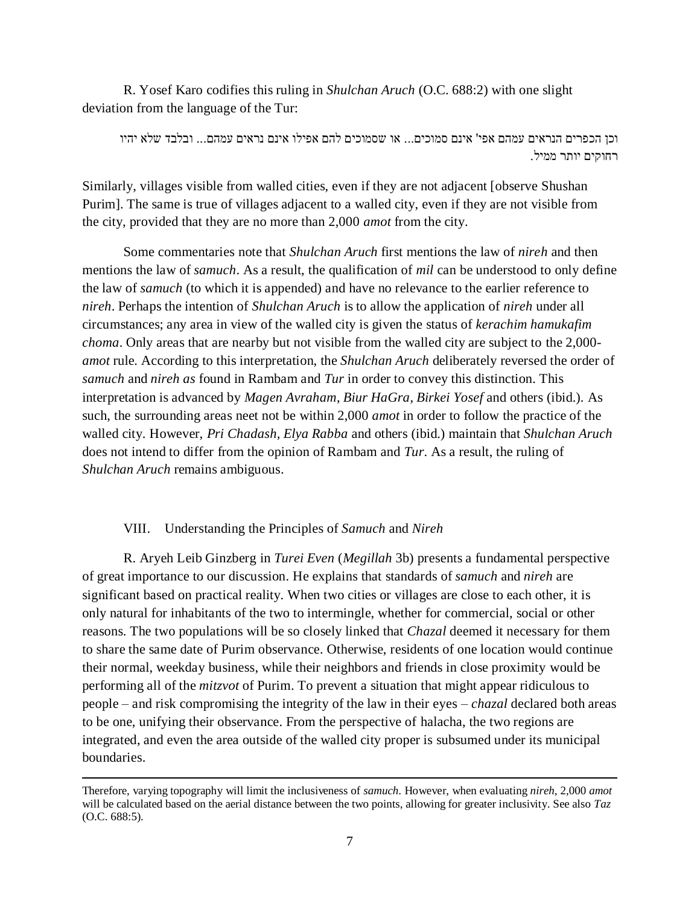R. Yosef Karo codifies this ruling in *Shulchan Aruch* (O.C. 688:2) with one slight deviation from the language of the Tur:

> וכן הכפרים הנראים עמהם אפי' אינם סמוכים... או שסמוכים להם אפילו אינם נראים עמהם... ובלבד שלא יהיו רחוקים יותר ממיל.

Similarly, villages visible from walled cities, even if they are not adjacent [observe Shushan Purim]. The same is true of villages adjacent to a walled city, even if they are not visible from the city, provided that they are no more than 2,000 *amot* from the city.

Some commentaries note that *Shulchan Aruch* first mentions the law of *nireh* and then mentions the law of *samuch*. As a result, the qualification of *mil* can be understood to only define the law of *samuch* (to which it is appended) and have no relevance to the earlier reference to *nireh*. Perhaps the intention of *Shulchan Aruch* is to allow the application of *nireh* under all circumstances; any area in view of the walled city is given the status of *kerachim hamukafim choma*. Only areas that are nearby but not visible from the walled city are subject to the 2,000-*amot* rule. According to this interpretation, the *Shulchan Aruch* deliberately reversed the order of *samuch* and *nireh as* found in Rambam and *Tur* in order to convey this distinction. This interpretation is advanced by *Magen Avraham*, *Biur HaGra*, *Birkei Yosef* and others (ibid.). As such, the surrounding areas neet not be within 2,000 *amot* in order to follow the practice of the walled city. However, *Pri Chadash*, *Elya Rabba* and others (ibid.) maintain that *Shulchan Aruch* does not intend to differ from the opinion of Rambam and *Tur*. As a result, the ruling of *Shulchan Aruch* remains ambiguous.

## VIII. Understanding the Principles of *Samuch* and *Nireh*

R. Aryeh Leib Ginzberg in *Turei Even* (*Megillah* 3b) presents a fundamental perspective of great importance to our discussion. He explains that standards of *samuch* and *nireh* are significant based on practical reality. When two cities or villages are close to each other, it is only natural for inhabitants of the two to intermingle, whether for commercial, social or other reasons. The two populations will be so closely linked that *Chazal* deemed it necessary for them to share the same date of Purim observance. Otherwise, residents of one location would continue their normal, weekday business, while their neighbors and friends in close proximity would be performing all of the *mitzvot* of Purim. To prevent a situation that might appear ridiculous to people – and risk compromising the integrity of the law in their eyes – *chazal* declared both areas to be one, unifying their observance. From the perspective of halacha, the two regions are integrated, and even the area outside of the walled city proper is subsumed under its municipal boundaries.

---

Therefore, varying topography will limit the inclusiveness of *samuch*. However, when evaluating *nireh*, 2,000 *amot* will be calculated based on the aerial distance between the two points, allowing for greater inclusivity. See also *Taz* (O.C. 688:5).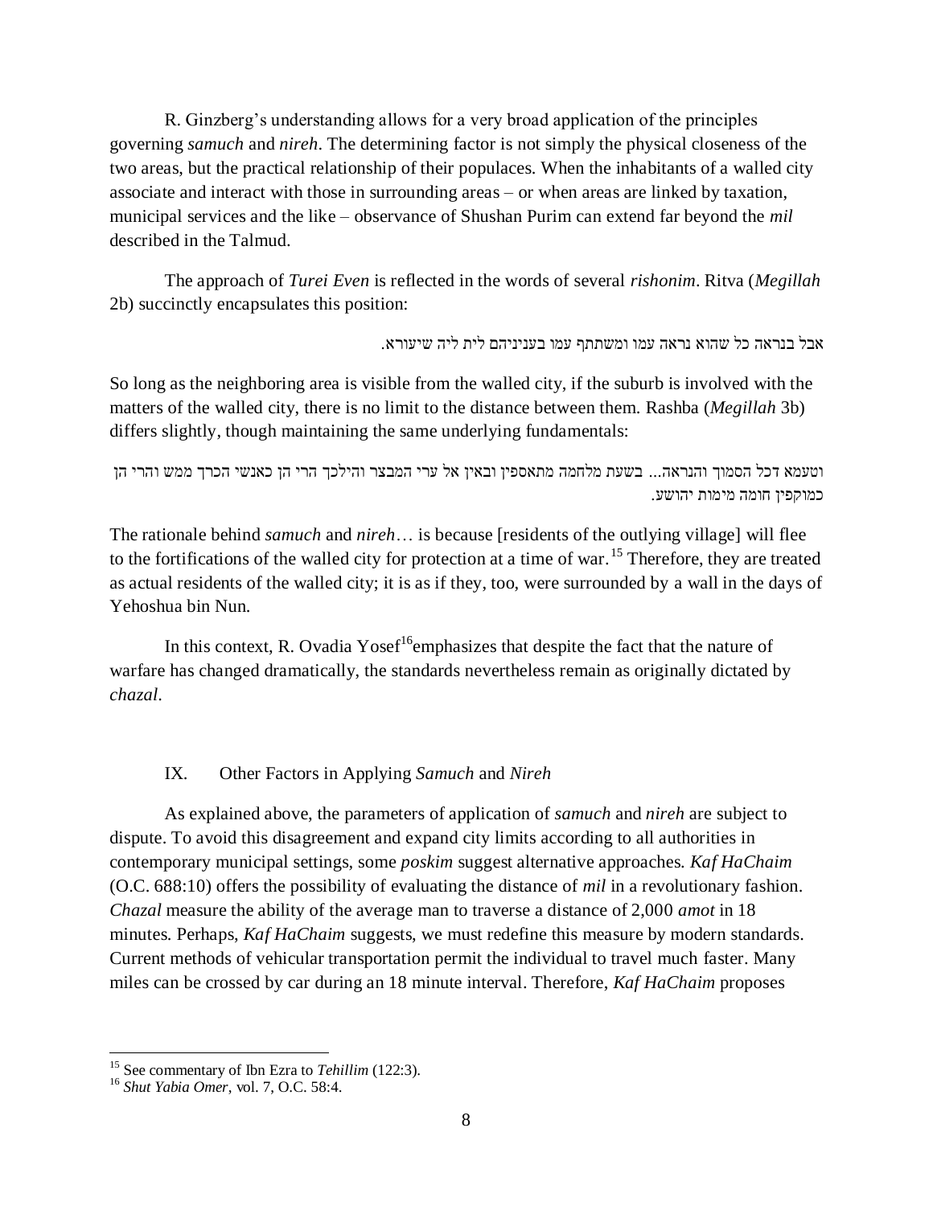R. Ginzberg's understanding allows for a very broad application of the principles governing *samuch* and *nireh*. The determining factor is not simply the physical closeness of the two areas, but the practical relationship of their populaces. When the inhabitants of a walled city associate and interact with those in surrounding areas – or when areas are linked by taxation, municipal services and the like – observance of Shushan Purim can extend far beyond the *mil* described in the Talmud.

The approach of *Turei Even* is reflected in the words of several *rishonim*. Ritva (*Megillah* 2b) succinctly encapsulates this position:

אבל בנראה כל שהוא נראה עמו ומשתתף עמו בעניניהם לית ליה שיעורא.

So long as the neighboring area is visible from the walled city, if the suburb is involved with the matters of the walled city, there is no limit to the distance between them. Rashba (*Megillah* 3b) differs slightly, though maintaining the same underlying fundamentals:

וטעמא דכל הסמוך והנראה... בשעת מלחמה מתאספין ובאין אל ערי המבצר והילכך הרי הן כאנשי הכרך ממש והרי הן כמוקפין חומה מימות יהושע.

The rationale behind *samuch* and *nireh*… is because [residents of the outlying village] will flee to the fortifications of the walled city for protection at a time of war.[15] Therefore, they are treated as actual residents of the walled city; it is as if they, too, were surrounded by a wall in the days of Yehoshua bin Nun.

In this context, R. Ovadia Yosef[16] emphasizes that despite the fact that the nature of warfare has changed dramatically, the standards nevertheless remain as originally dictated by *chazal*.

## IX. Other Factors in Applying *Samuch* and *Nireh*

As explained above, the parameters of application of *samuch* and *nireh* are subject to dispute. To avoid this disagreement and expand city limits according to all authorities in contemporary municipal settings, some *poskim* suggest alternative approaches. *Kaf HaChaim* (O.C. 688:10) offers the possibility of evaluating the distance of *mil* in a revolutionary fashion. *Chazal* measure the ability of the average man to traverse a distance of 2,000 *amot* in 18 minutes. Perhaps, *Kaf HaChaim* suggests, we must redefine this measure by modern standards. Current methods of vehicular transportation permit the individual to travel much faster. Many miles can be crossed by car during an 18 minute interval. Therefore, *Kaf HaChaim* proposes

---

[15] See commentary of Ibn Ezra to *Tehillim* (122:3).

[16] *Shut Yabia Omer*, vol. 7, O.C. 58:4.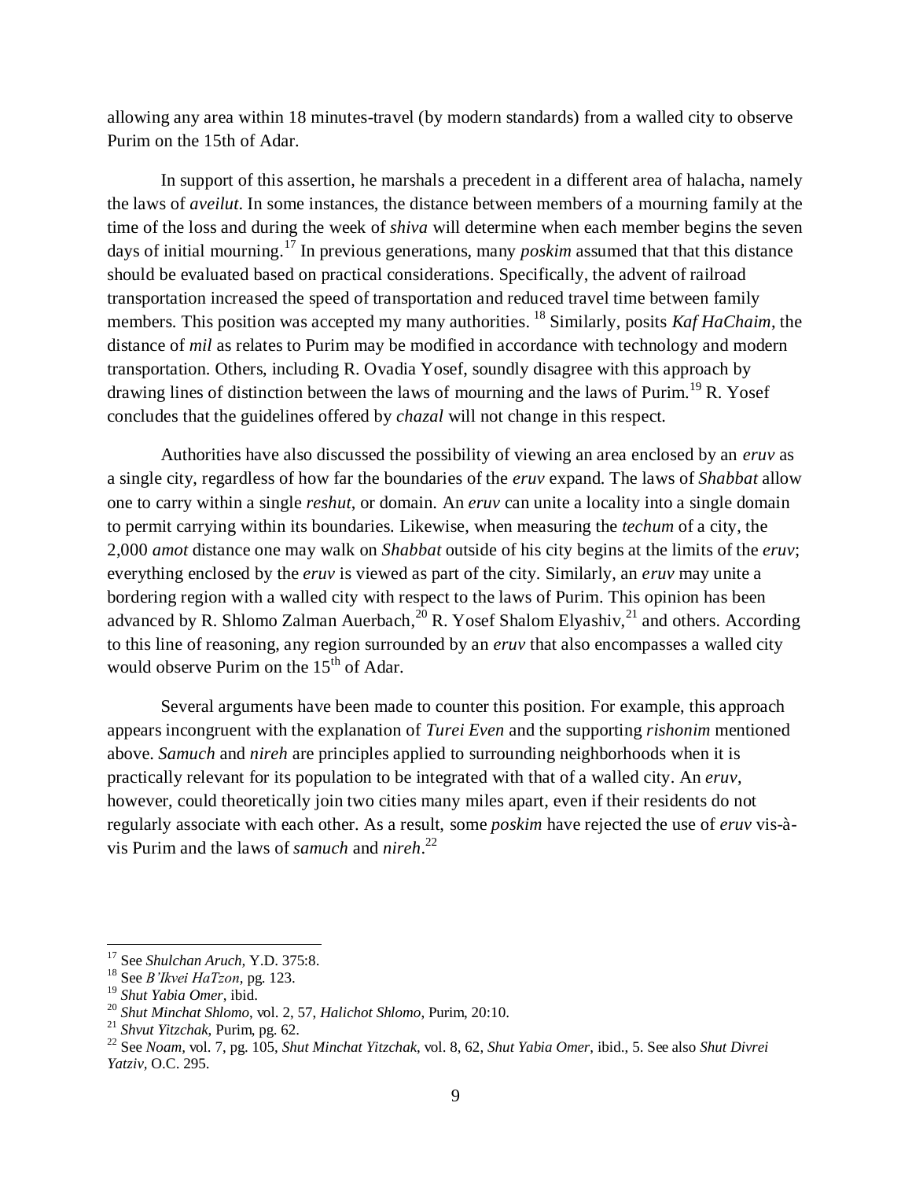allowing any area within 18 minutes-travel (by modern standards) from a walled city to observe Purim on the 15th of Adar.

In support of this assertion, he marshals a precedent in a different area of halacha, namely the laws of *aveilut*. In some instances, the distance between members of a mourning family at the time of the loss and during the week of *shiva* will determine when each member begins the seven days of initial mourning.[17] In previous generations, many *poskim* assumed that that this distance should be evaluated based on practical considerations. Specifically, the advent of railroad transportation increased the speed of transportation and reduced travel time between family members. This position was accepted my many authorities. [18] Similarly, posits *Kaf HaChaim*, the distance of *mil* as relates to Purim may be modified in accordance with technology and modern transportation. Others, including R. Ovadia Yosef, soundly disagree with this approach by drawing lines of distinction between the laws of mourning and the laws of Purim.[19] R. Yosef concludes that the guidelines offered by *chazal* will not change in this respect.

Authorities have also discussed the possibility of viewing an area enclosed by an *eruv* as a single city, regardless of how far the boundaries of the *eruv* expand. The laws of *Shabbat* allow one to carry within a single *reshut*, or domain. An *eruv* can unite a locality into a single domain to permit carrying within its boundaries. Likewise, when measuring the *techum* of a city, the 2,000 *amot* distance one may walk on *Shabbat* outside of his city begins at the limits of the *eruv*; everything enclosed by the *eruv* is viewed as part of the city. Similarly, an *eruv* may unite a bordering region with a walled city with respect to the laws of Purim. This opinion has been advanced by R. Shlomo Zalman Auerbach,[20] R. Yosef Shalom Elyashiv,[21] and others. According to this line of reasoning, any region surrounded by an *eruv* that also encompasses a walled city would observe Purim on the 15th of Adar.

Several arguments have been made to counter this position. For example, this approach appears incongruent with the explanation of *Turei Even* and the supporting *rishonim* mentioned above. *Samuch* and *nireh* are principles applied to surrounding neighborhoods when it is practically relevant for its population to be integrated with that of a walled city. An *eruv*, however, could theoretically join two cities many miles apart, even if their residents do not regularly associate with each other. As a result, some *poskim* have rejected the use of *eruv* vis-à-vis Purim and the laws of *samuch* and *nireh*.[22]

---

[17] See *Shulchan Aruch*, Y.D. 375:8.

[18] See *B'Ikvei HaTzon*, pg. 123.

[19] *Shut Yabia Omer*, ibid.

[20] *Shut Minchat Shlomo*, vol. 2, 57, *Halichot Shlomo*, Purim, 20:10.

[21] *Shvut Yitzchak*, Purim, pg. 62.

[22] See *Noam*, vol. 7, pg. 105, *Shut Minchat Yitzchak*, vol. 8, 62, *Shut Yabia Omer*, ibid., 5. See also *Shut Divrei Yatziv*, O.C. 295.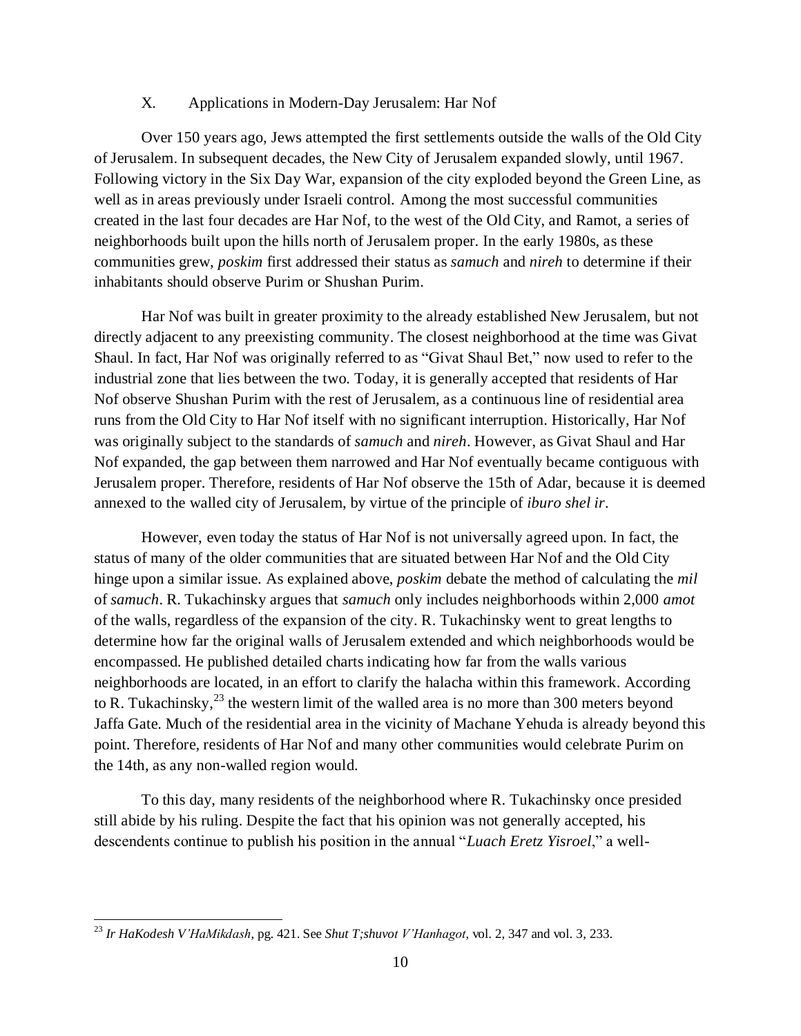## X. Applications in Modern-Day Jerusalem: Har Nof

Over 150 years ago, Jews attempted the first settlements outside the walls of the Old City of Jerusalem. In subsequent decades, the New City of Jerusalem expanded slowly, until 1967. Following victory in the Six Day War, expansion of the city exploded beyond the Green Line, as well as in areas previously under Israeli control. Among the most successful communities created in the last four decades are Har Nof, to the west of the Old City, and Ramot, a series of neighborhoods built upon the hills north of Jerusalem proper. In the early 1980s, as these communities grew, *poskim* first addressed their status as *samuch* and *nireh* to determine if their inhabitants should observe Purim or Shushan Purim.

Har Nof was built in greater proximity to the already established New Jerusalem, but not directly adjacent to any preexisting community. The closest neighborhood at the time was Givat Shaul. In fact, Har Nof was originally referred to as "Givat Shaul Bet," now used to refer to the industrial zone that lies between the two. Today, it is generally accepted that residents of Har Nof observe Shushan Purim with the rest of Jerusalem, as a continuous line of residential area runs from the Old City to Har Nof itself with no significant interruption. Historically, Har Nof was originally subject to the standards of *samuch* and *nireh*. However, as Givat Shaul and Har Nof expanded, the gap between them narrowed and Har Nof eventually became contiguous with Jerusalem proper. Therefore, residents of Har Nof observe the 15th of Adar, because it is deemed annexed to the walled city of Jerusalem, by virtue of the principle of *iburo shel ir*.

However, even today the status of Har Nof is not universally agreed upon. In fact, the status of many of the older communities that are situated between Har Nof and the Old City hinge upon a similar issue. As explained above, *poskim* debate the method of calculating the *mil* of *samuch*. R. Tukachinsky argues that *samuch* only includes neighborhoods within 2,000 *amot* of the walls, regardless of the expansion of the city. R. Tukachinsky went to great lengths to determine how far the original walls of Jerusalem extended and which neighborhoods would be encompassed. He published detailed charts indicating how far from the walls various neighborhoods are located, in an effort to clarify the halacha within this framework. According to R. Tukachinsky,[23] the western limit of the walled area is no more than 300 meters beyond Jaffa Gate. Much of the residential area in the vicinity of Machane Yehuda is already beyond this point. Therefore, residents of Har Nof and many other communities would celebrate Purim on the 14th, as any non-walled region would.

To this day, many residents of the neighborhood where R. Tukachinsky once presided still abide by his ruling. Despite the fact that his opinion was not generally accepted, his descendents continue to publish his position in the annual "*Luach Eretz Yisroel*," a well-

---

[23] *Ir HaKodesh V'HaMikdash*, pg. 421. See *Shut T;shuvot V'Hanhagot*, vol. 2, 347 and vol. 3, 233.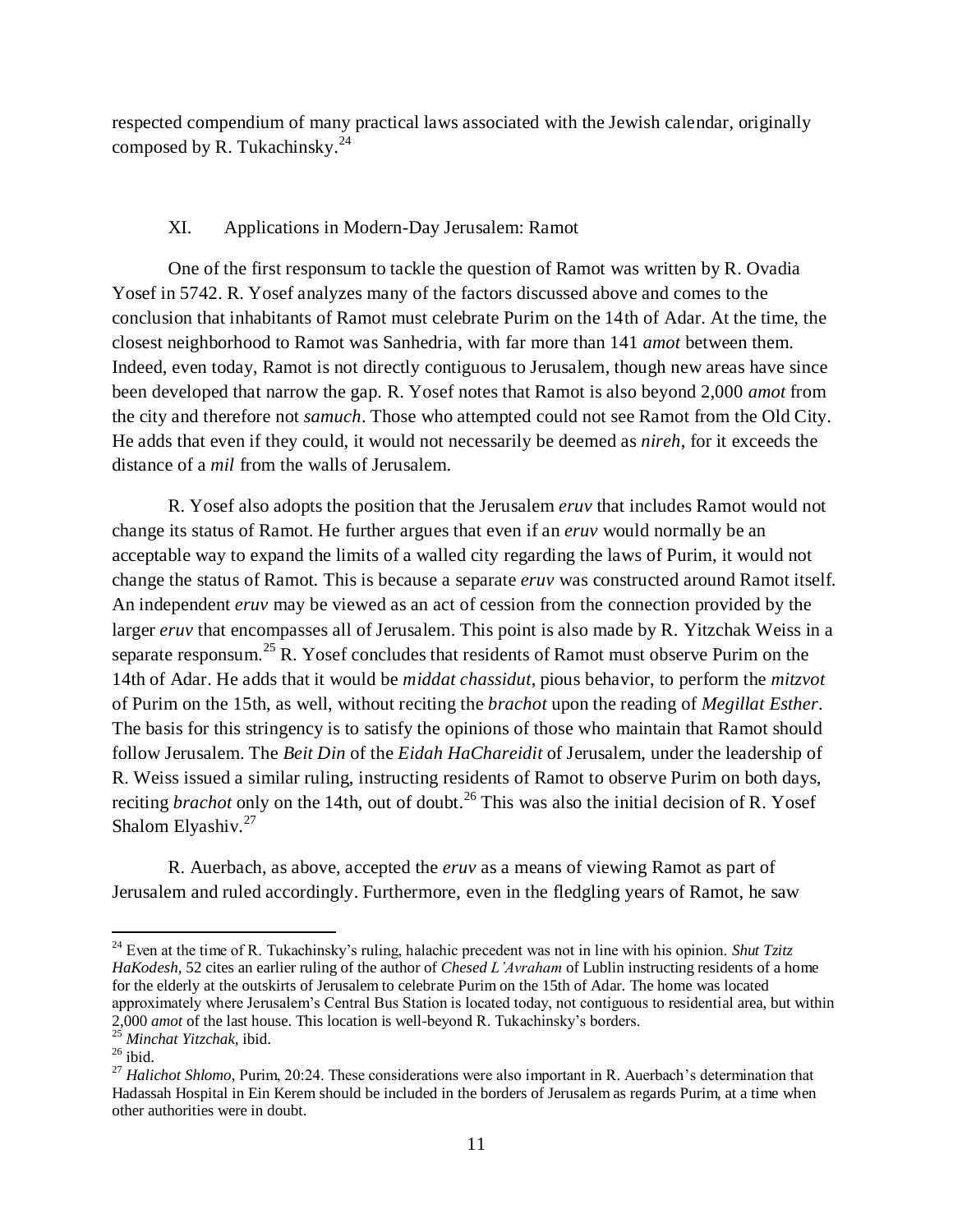respected compendium of many practical laws associated with the Jewish calendar, originally composed by R. Tukachinsky.[24]

## XI. Applications in Modern-Day Jerusalem: Ramot

One of the first responsum to tackle the question of Ramot was written by R. Ovadia Yosef in 5742. R. Yosef analyzes many of the factors discussed above and comes to the conclusion that inhabitants of Ramot must celebrate Purim on the 14th of Adar. At the time, the closest neighborhood to Ramot was Sanhedria, with far more than 141 *amot* between them. Indeed, even today, Ramot is not directly contiguous to Jerusalem, though new areas have since been developed that narrow the gap. R. Yosef notes that Ramot is also beyond 2,000 *amot* from the city and therefore not *samuch*. Those who attempted could not see Ramot from the Old City. He adds that even if they could, it would not necessarily be deemed as *nireh*, for it exceeds the distance of a *mil* from the walls of Jerusalem.

R. Yosef also adopts the position that the Jerusalem *eruv* that includes Ramot would not change its status of Ramot. He further argues that even if an *eruv* would normally be an acceptable way to expand the limits of a walled city regarding the laws of Purim, it would not change the status of Ramot. This is because a separate *eruv* was constructed around Ramot itself. An independent *eruv* may be viewed as an act of cession from the connection provided by the larger *eruv* that encompasses all of Jerusalem. This point is also made by R. Yitzchak Weiss in a separate responsum.[25] R. Yosef concludes that residents of Ramot must observe Purim on the 14th of Adar. He adds that it would be *middat chassidut*, pious behavior, to perform the *mitzvot* of Purim on the 15th, as well, without reciting the *brachot* upon the reading of *Megillat Esther*. The basis for this stringency is to satisfy the opinions of those who maintain that Ramot should follow Jerusalem. The *Beit Din* of the *Eidah HaChareidit* of Jerusalem, under the leadership of R. Weiss issued a similar ruling, instructing residents of Ramot to observe Purim on both days, reciting *brachot* only on the 14th, out of doubt.[26] This was also the initial decision of R. Yosef Shalom Elyashiv.[27]

R. Auerbach, as above, accepted the *eruv* as a means of viewing Ramot as part of Jerusalem and ruled accordingly. Furthermore, even in the fledgling years of Ramot, he saw

---

[24] Even at the time of R. Tukachinsky's ruling, halachic precedent was not in line with his opinion. *Shut Tzitz HaKodesh,* 52 cites an earlier ruling of the author of *Chesed L'Avraham* of Lublin instructing residents of a home for the elderly at the outskirts of Jerusalem to celebrate Purim on the 15th of Adar. The home was located approximately where Jerusalem's Central Bus Station is located today, not contiguous to residential area, but within 2,000 *amot* of the last house. This location is well-beyond R. Tukachinsky's borders.

[25] *Minchat Yitzchak*, ibid.

[26] ibid.

[27] *Halichot Shlomo*, Purim, 20:24. These considerations were also important in R. Auerbach's determination that Hadassah Hospital in Ein Kerem should be included in the borders of Jerusalem as regards Purim, at a time when other authorities were in doubt.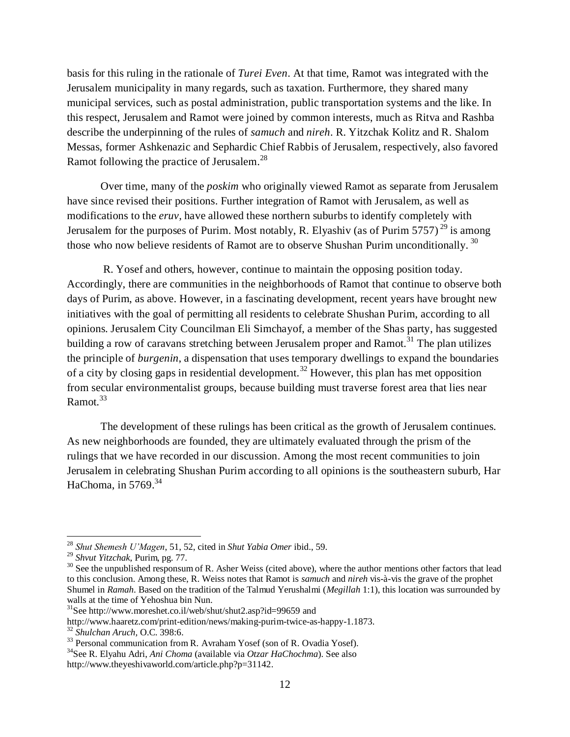basis for this ruling in the rationale of *Turei Even*. At that time, Ramot was integrated with the Jerusalem municipality in many regards, such as taxation. Furthermore, they shared many municipal services, such as postal administration, public transportation systems and the like. In this respect, Jerusalem and Ramot were joined by common interests, much as Ritva and Rashba describe the underpinning of the rules of *samuch* and *nireh*. R. Yitzchak Kolitz and R. Shalom Messas, former Ashkenazic and Sephardic Chief Rabbis of Jerusalem, respectively, also favored Ramot following the practice of Jerusalem.[28]

Over time, many of the *poskim* who originally viewed Ramot as separate from Jerusalem have since revised their positions. Further integration of Ramot with Jerusalem, as well as modifications to the *eruv*, have allowed these northern suburbs to identify completely with Jerusalem for the purposes of Purim. Most notably, R. Elyashiv (as of Purim 5757)[29] is among those who now believe residents of Ramot are to observe Shushan Purim unconditionally.[30]

R. Yosef and others, however, continue to maintain the opposing position today. Accordingly, there are communities in the neighborhoods of Ramot that continue to observe both days of Purim, as above. However, in a fascinating development, recent years have brought new initiatives with the goal of permitting all residents to celebrate Shushan Purim, according to all opinions. Jerusalem City Councilman Eli Simchayof, a member of the Shas party, has suggested building a row of caravans stretching between Jerusalem proper and Ramot.[31] The plan utilizes the principle of *burgenin*, a dispensation that uses temporary dwellings to expand the boundaries of a city by closing gaps in residential development.[32] However, this plan has met opposition from secular environmentalist groups, because building must traverse forest area that lies near Ramot.[33]

The development of these rulings has been critical as the growth of Jerusalem continues. As new neighborhoods are founded, they are ultimately evaluated through the prism of the rulings that we have recorded in our discussion. Among the most recent communities to join Jerusalem in celebrating Shushan Purim according to all opinions is the southeastern suburb, Har HaChoma, in 5769.[34]

---

[28] *Shut Shemesh U'Magen*, 51, 52, cited in *Shut Yabia Omer* ibid., 59.

[29] *Shvut Yitzchak*, Purim, pg. 77.

[30] See the unpublished responsum of R. Asher Weiss (cited above), where the author mentions other factors that lead to this conclusion. Among these, R. Weiss notes that Ramot is *samuch* and *nireh* vis-à-vis the grave of the prophet Shumel in *Ramah*. Based on the tradition of the Talmud Yerushalmi (*Megillah* 1:1), this location was surrounded by walls at the time of Yehoshua bin Nun.

[31] See http://www.moreshet.co.il/web/shut/shut2.asp?id=99659 and http://www.haaretz.com/print-edition/news/making-purim-twice-as-happy-1.1873.

[32] *Shulchan Aruch*, O.C. 398:6.

[33] Personal communication from R. Avraham Yosef (son of R. Ovadia Yosef).

[34] See R. Elyahu Adri, *Ani Choma* (available via *Otzar HaChochma*). See also http://www.theyeshivaworld.com/article.php?p=31142.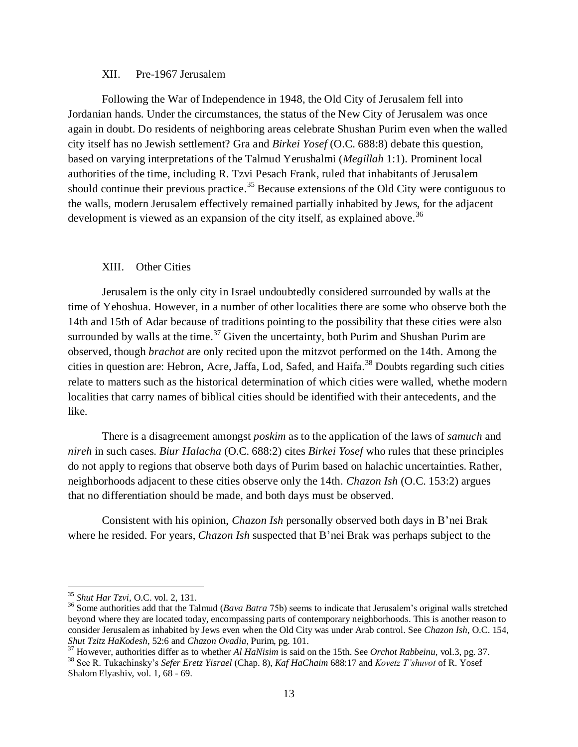## XII. Pre-1967 Jerusalem

Following the War of Independence in 1948, the Old City of Jerusalem fell into Jordanian hands. Under the circumstances, the status of the New City of Jerusalem was once again in doubt. Do residents of neighboring areas celebrate Shushan Purim even when the walled city itself has no Jewish settlement? Gra and *Birkei Yosef* (O.C. 688:8) debate this question, based on varying interpretations of the Talmud Yerushalmi (*Megillah* 1:1). Prominent local authorities of the time, including R. Tzvi Pesach Frank, ruled that inhabitants of Jerusalem should continue their previous practice.[35] Because extensions of the Old City were contiguous to the walls, modern Jerusalem effectively remained partially inhabited by Jews, for the adjacent development is viewed as an expansion of the city itself, as explained above.[36]

## XIII. Other Cities

Jerusalem is the only city in Israel undoubtedly considered surrounded by walls at the time of Yehoshua. However, in a number of other localities there are some who observe both the 14th and 15th of Adar because of traditions pointing to the possibility that these cities were also surrounded by walls at the time.[37] Given the uncertainty, both Purim and Shushan Purim are observed, though *brachot* are only recited upon the mitzvot performed on the 14th. Among the cities in question are: Hebron, Acre, Jaffa, Lod, Safed, and Haifa.[38] Doubts regarding such cities relate to matters such as the historical determination of which cities were walled, whethe modern localities that carry names of biblical cities should be identified with their antecedents, and the like.

There is a disagreement amongst *poskim* as to the application of the laws of *samuch* and *nireh* in such cases. *Biur Halacha* (O.C. 688:2) cites *Birkei Yosef* who rules that these principles do not apply to regions that observe both days of Purim based on halachic uncertainties. Rather, neighborhoods adjacent to these cities observe only the 14th. *Chazon Ish* (O.C. 153:2) argues that no differentiation should be made, and both days must be observed.

Consistent with his opinion, *Chazon Ish* personally observed both days in B'nei Brak where he resided. For years, *Chazon Ish* suspected that B'nei Brak was perhaps subject to the

---

[35] *Shut Har Tzvi*, O.C. vol. 2, 131.

[36] Some authorities add that the Talmud (*Bava Batra* 75b) seems to indicate that Jerusalem's original walls stretched beyond where they are located today, encompassing parts of contemporary neighborhoods. This is another reason to consider Jerusalem as inhabited by Jews even when the Old City was under Arab control. See *Chazon Ish*, O.C. 154, *Shut Tzitz HaKodesh*, 52:6 and *Chazon Ovadia*, Purim, pg. 101.

[37] However, authorities differ as to whether *Al HaNisim* is said on the 15th. See *Orchot Rabbeinu*, vol.3, pg. 37.

[38] See R. Tukachinsky's *Sefer Eretz Yisrael* (Chap. 8), *Kaf HaChaim* 688:17 and *Kovetz T'shuvot* of R. Yosef Shalom Elyashiv, vol. 1, 68 - 69.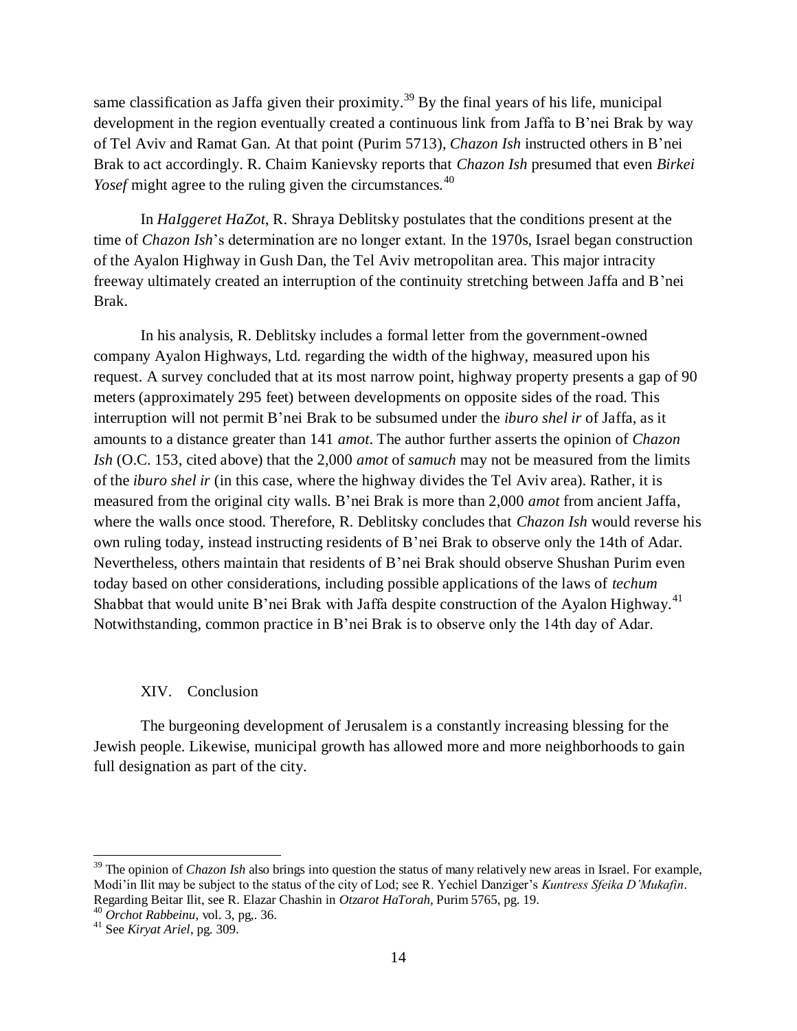same classification as Jaffa given their proximity.[39] By the final years of his life, municipal development in the region eventually created a continuous link from Jaffa to B'nei Brak by way of Tel Aviv and Ramat Gan. At that point (Purim 5713), *Chazon Ish* instructed others in B'nei Brak to act accordingly. R. Chaim Kanievsky reports that *Chazon Ish* presumed that even *Birkei Yosef* might agree to the ruling given the circumstances.[40]

In *HaIggeret HaZot*, R. Shraya Deblitsky postulates that the conditions present at the time of *Chazon Ish*'s determination are no longer extant. In the 1970s, Israel began construction of the Ayalon Highway in Gush Dan, the Tel Aviv metropolitan area. This major intracity freeway ultimately created an interruption of the continuity stretching between Jaffa and B'nei Brak.

In his analysis, R. Deblitsky includes a formal letter from the government-owned company Ayalon Highways, Ltd. regarding the width of the highway, measured upon his request. A survey concluded that at its most narrow point, highway property presents a gap of 90 meters (approximately 295 feet) between developments on opposite sides of the road. This interruption will not permit B'nei Brak to be subsumed under the *iburo shel ir* of Jaffa, as it amounts to a distance greater than 141 *amot*. The author further asserts the opinion of *Chazon Ish* (O.C. 153, cited above) that the 2,000 *amot* of *samuch* may not be measured from the limits of the *iburo shel ir* (in this case, where the highway divides the Tel Aviv area). Rather, it is measured from the original city walls. B'nei Brak is more than 2,000 *amot* from ancient Jaffa, where the walls once stood. Therefore, R. Deblitsky concludes that *Chazon Ish* would reverse his own ruling today, instead instructing residents of B'nei Brak to observe only the 14th of Adar. Nevertheless, others maintain that residents of B'nei Brak should observe Shushan Purim even today based on other considerations, including possible applications of the laws of *techum* Shabbat that would unite B'nei Brak with Jaffa despite construction of the Ayalon Highway.[41] Notwithstanding, common practice in B'nei Brak is to observe only the 14th day of Adar.

## XIV. Conclusion

The burgeoning development of Jerusalem is a constantly increasing blessing for the Jewish people. Likewise, municipal growth has allowed more and more neighborhoods to gain full designation as part of the city.

---

[39] The opinion of *Chazon Ish* also brings into question the status of many relatively new areas in Israel. For example, Modi'in Ilit may be subject to the status of the city of Lod; see R. Yechiel Danziger's *Kuntress Sfeika D'Mukafin*. Regarding Beitar Ilit, see R. Elazar Chashin in *Otzarot HaTorah*, Purim 5765, pg. 19.

[40] *Orchot Rabbeinu*, vol. 3, pg,. 36.

[41] See *Kiryat Ariel*, pg. 309.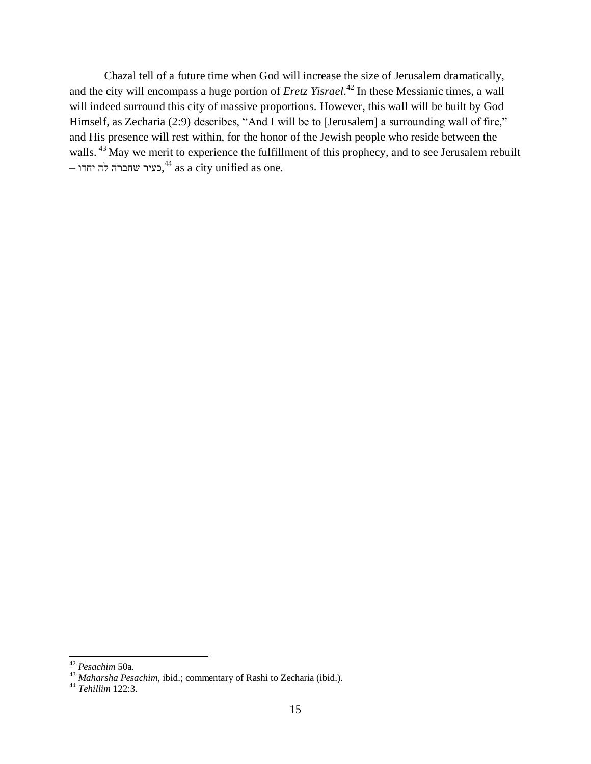Chazal tell of a future time when God will increase the size of Jerusalem dramatically, and the city will encompass a huge portion of *Eretz Yisrael*.[42] In these Messianic times, a wall will indeed surround this city of massive proportions. However, this wall will be built by God Himself, as Zecharia (2:9) describes, "And I will be to [Jerusalem] a surrounding wall of fire," and His presence will rest within, for the honor of the Jewish people who reside between the walls.[43] May we merit to experience the fulfillment of this prophecy, and to see Jerusalem rebuilt – כעיר שחברה לה יחדו,[44] as a city unified as one.

---

[42] *Pesachim* 50a.

[43] *Maharsha Pesachim,* ibid.; commentary of Rashi to Zecharia (ibid.).

[44] *Tehillim* 122:3.